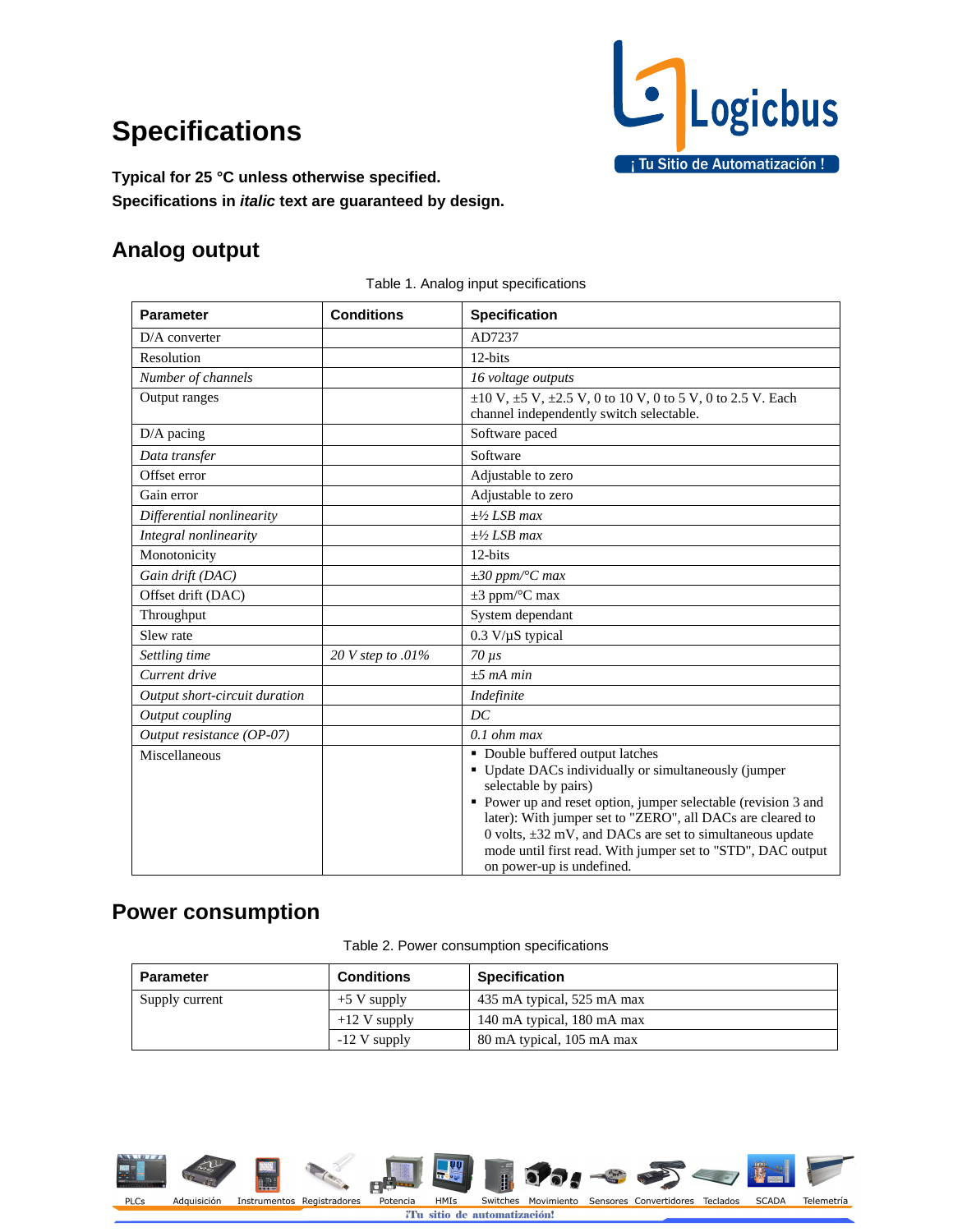# Specifications

**Typical for 25 °C unless otherwise specified.**
**Specifications in *italic* text are guaranteed by design.**

## Analog output

Table 1. Analog input specifications

| Parameter | Conditions | Specification |
|---|---|---|
| D/A converter | | AD7237 |
| Resolution | | 12-bits |
| *Number of channels* | | *16 voltage outputs* |
| Output ranges | | ±10 V, ±5 V, ±2.5 V, 0 to 10 V, 0 to 5 V, 0 to 2.5 V. Each channel independently switch selectable. |
| D/A pacing | | Software paced |
| *Data transfer* | | Software |
| Offset error | | Adjustable to zero |
| Gain error | | Adjustable to zero |
| *Differential nonlinearity* | | *±½ LSB max* |
| *Integral nonlinearity* | | *±½ LSB max* |
| Monotonicity | | 12-bits |
| *Gain drift (DAC)* | | *±30 ppm/°C max* |
| Offset drift (DAC) | | ±3 ppm/°C max |
| Throughput | | System dependant |
| Slew rate | | 0.3 V/µS typical |
| *Settling time* | *20 V step to .01%* | *70 µs* |
| *Current drive* | | *±5 mA min* |
| *Output short-circuit duration* | | *Indefinite* |
| *Output coupling* | | *DC* |
| *Output resistance (OP-07)* | | *0.1 ohm max* |
| Miscellaneous | | ▪ Double buffered output latches<br>▪ Update DACs individually or simultaneously (jumper selectable by pairs)<br>▪ Power up and reset option, jumper selectable (revision 3 and later): With jumper set to "ZERO", all DACs are cleared to 0 volts, ±32 mV, and DACs are set to simultaneous update mode until first read. With jumper set to "STD", DAC output on power-up is undefined. |

## Power consumption

Table 2. Power consumption specifications

| Parameter | Conditions | Specification |
|---|---|---|
| Supply current | +5 V supply | 435 mA typical, 525 mA max |
| | +12 V supply | 140 mA typical, 180 mA max |
| | -12 V supply | 80 mA typical, 105 mA max |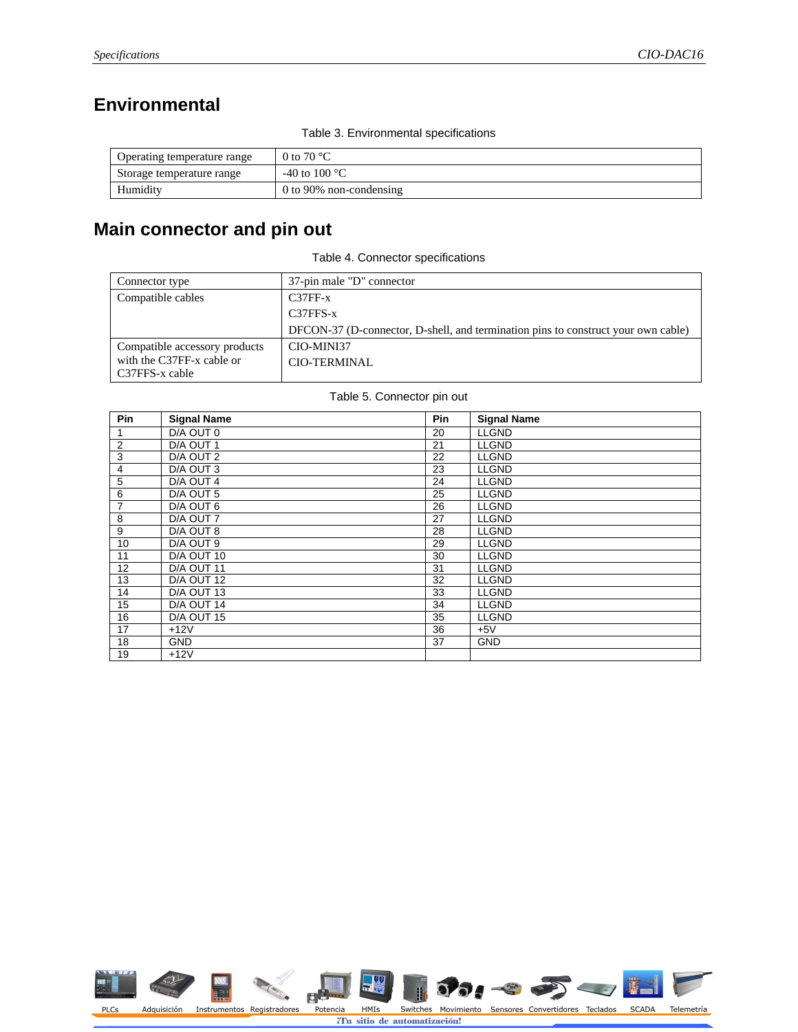## Environmental

Table 3. Environmental specifications

| | |
|---|---|
| Operating temperature range | 0 to 70 °C |
| Storage temperature range | -40 to 100 °C |
| Humidity | 0 to 90% non-condensing |

## Main connector and pin out

Table 4. Connector specifications

| | |
|---|---|
| Connector type | 37-pin male "D" connector |
| Compatible cables | C37FF-x<br>C37FFS-x<br>DFCON-37 (D-connector, D-shell, and termination pins to construct your own cable) |
| Compatible accessory products with the C37FF-x cable or C37FFS-x cable | CIO-MINI37<br>CIO-TERMINAL |

Table 5. Connector pin out

| Pin | Signal Name | Pin | Signal Name |
|---|---|---|---|
| 1 | D/A OUT 0 | 20 | LLGND |
| 2 | D/A OUT 1 | 21 | LLGND |
| 3 | D/A OUT 2 | 22 | LLGND |
| 4 | D/A OUT 3 | 23 | LLGND |
| 5 | D/A OUT 4 | 24 | LLGND |
| 6 | D/A OUT 5 | 25 | LLGND |
| 7 | D/A OUT 6 | 26 | LLGND |
| 8 | D/A OUT 7 | 27 | LLGND |
| 9 | D/A OUT 8 | 28 | LLGND |
| 10 | D/A OUT 9 | 29 | LLGND |
| 11 | D/A OUT 10 | 30 | LLGND |
| 12 | D/A OUT 11 | 31 | LLGND |
| 13 | D/A OUT 12 | 32 | LLGND |
| 14 | D/A OUT 13 | 33 | LLGND |
| 15 | D/A OUT 14 | 34 | LLGND |
| 16 | D/A OUT 15 | 35 | LLGND |
| 17 | +12V | 36 | +5V |
| 18 | GND | 37 | GND |
| 19 | +12V | | |